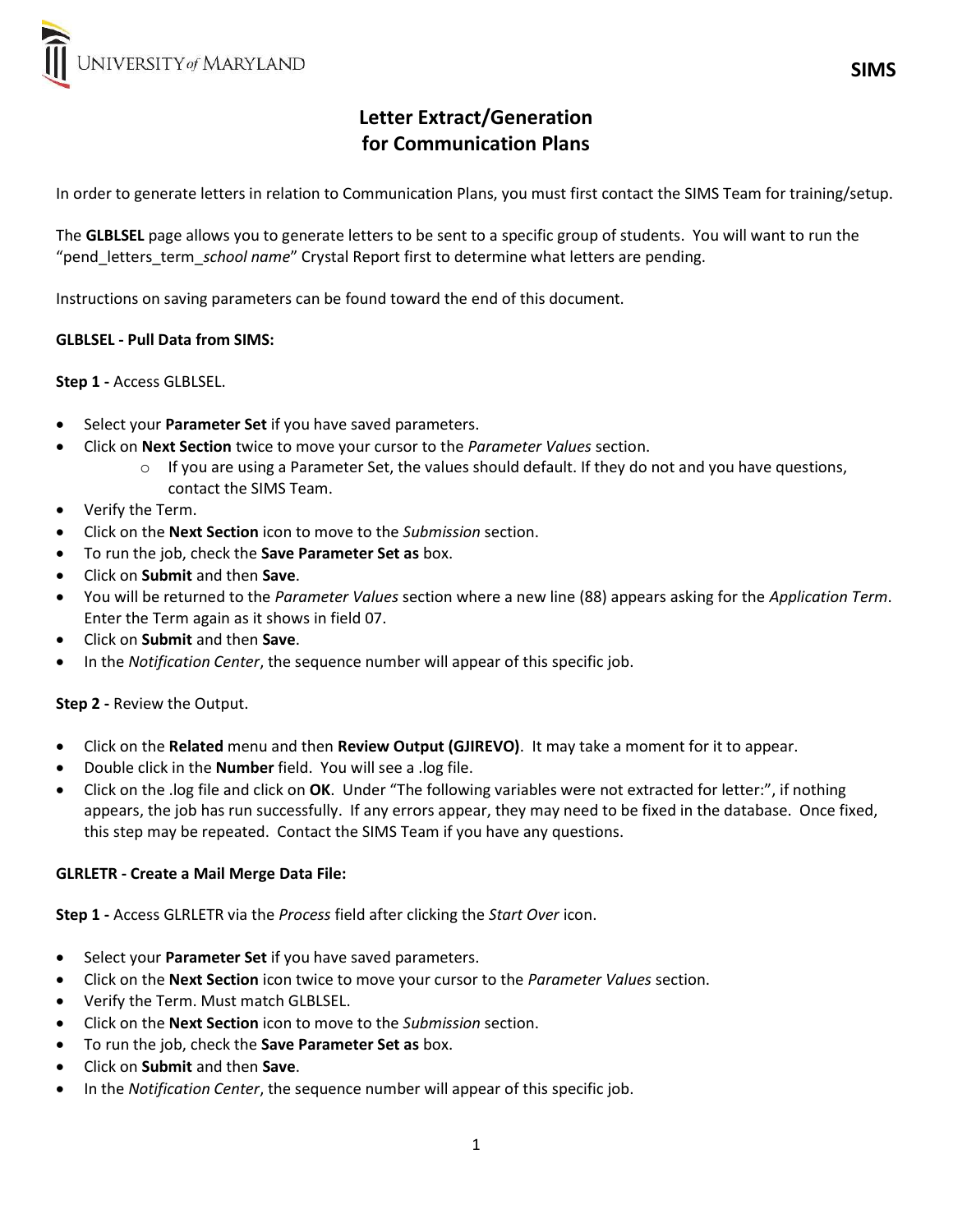SIMS

# Letter Extract/Generation for Communication Plans

In order to generate letters in relation to Communication Plans, you must first contact the SIMS Team for training/setup.

The **GLBLSEL** page allows you to generate letters to be sent to a specific group of students. You will want to run the "pend_letters_term_*school name*" Crystal Report first to determine what letters are pending.

Instructions on saving parameters can be found toward the end of this document.

**GLBLSEL - Pull Data from SIMS:**

**Step 1 -** Access GLBLSEL.

- Select your **Parameter Set** if you have saved parameters.
- Click on **Next Section** twice to move your cursor to the *Parameter Values* section.
  - If you are using a Parameter Set, the values should default. If they do not and you have questions, contact the SIMS Team.
- Verify the Term.
- Click on the **Next Section** icon to move to the *Submission* section.
- To run the job, check the **Save Parameter Set as** box.
- Click on **Submit** and then **Save**.
- You will be returned to the *Parameter Values* section where a new line (88) appears asking for the *Application Term*. Enter the Term again as it shows in field 07.
- Click on **Submit** and then **Save**.
- In the *Notification Center*, the sequence number will appear of this specific job.

**Step 2 -** Review the Output.

- Click on the **Related** menu and then **Review Output (GJIREVO)**. It may take a moment for it to appear.
- Double click in the **Number** field. You will see a .log file.
- Click on the .log file and click on **OK**. Under "The following variables were not extracted for letter:", if nothing appears, the job has run successfully. If any errors appear, they may need to be fixed in the database. Once fixed, this step may be repeated. Contact the SIMS Team if you have any questions.

**GLRLETR - Create a Mail Merge Data File:**

**Step 1 -** Access GLRLETR via the *Process* field after clicking the *Start Over* icon.

- Select your **Parameter Set** if you have saved parameters.
- Click on the **Next Section** icon twice to move your cursor to the *Parameter Values* section.
- Verify the Term. Must match GLBLSEL.
- Click on the **Next Section** icon to move to the *Submission* section.
- To run the job, check the **Save Parameter Set as** box.
- Click on **Submit** and then **Save**.
- In the *Notification Center*, the sequence number will appear of this specific job.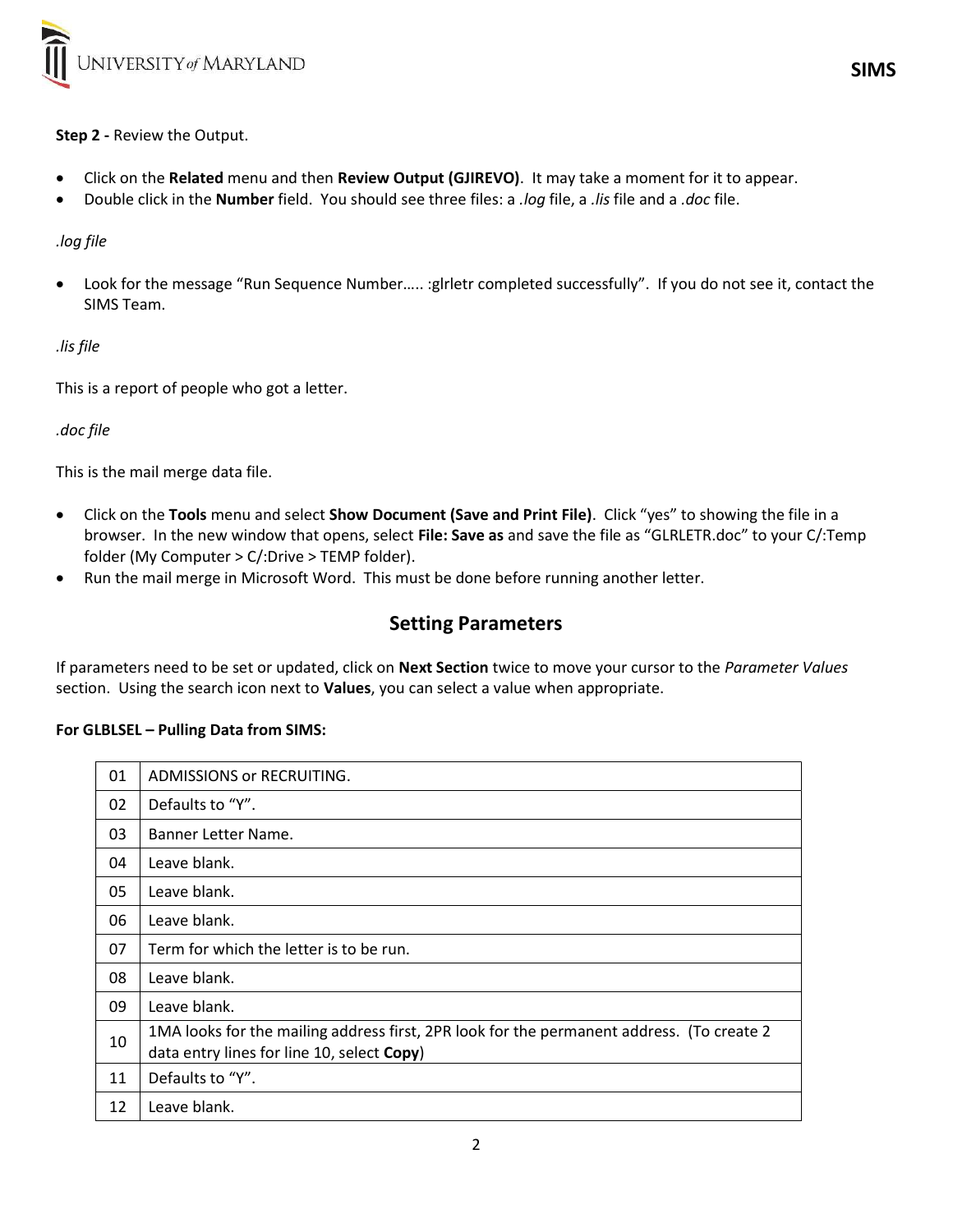**Step 2 -** Review the Output.

- Click on the **Related** menu and then **Review Output (GJIREVO)**. It may take a moment for it to appear.
- Double click in the **Number** field. You should see three files: a *.log* file, a *.lis* file and a *.doc* file.

*.log file*

- Look for the message "Run Sequence Number….. :glrletr completed successfully". If you do not see it, contact the SIMS Team.

*.lis file*

This is a report of people who got a letter.

*.doc file*

This is the mail merge data file.

- Click on the **Tools** menu and select **Show Document (Save and Print File)**. Click "yes" to showing the file in a browser. In the new window that opens, select **File: Save as** and save the file as "GLRLETR.doc" to your C/:Temp folder (My Computer > C/:Drive > TEMP folder).
- Run the mail merge in Microsoft Word. This must be done before running another letter.

## Setting Parameters

If parameters need to be set or updated, click on **Next Section** twice to move your cursor to the *Parameter Values* section. Using the search icon next to **Values**, you can select a value when appropriate.

**For GLBLSEL – Pulling Data from SIMS:**

| | |
|---|---|
| 01 | ADMISSIONS or RECRUITING. |
| 02 | Defaults to "Y". |
| 03 | Banner Letter Name. |
| 04 | Leave blank. |
| 05 | Leave blank. |
| 06 | Leave blank. |
| 07 | Term for which the letter is to be run. |
| 08 | Leave blank. |
| 09 | Leave blank. |
| 10 | 1MA looks for the mailing address first, 2PR look for the permanent address. (To create 2 data entry lines for line 10, select **Copy**) |
| 11 | Defaults to "Y". |
| 12 | Leave blank. |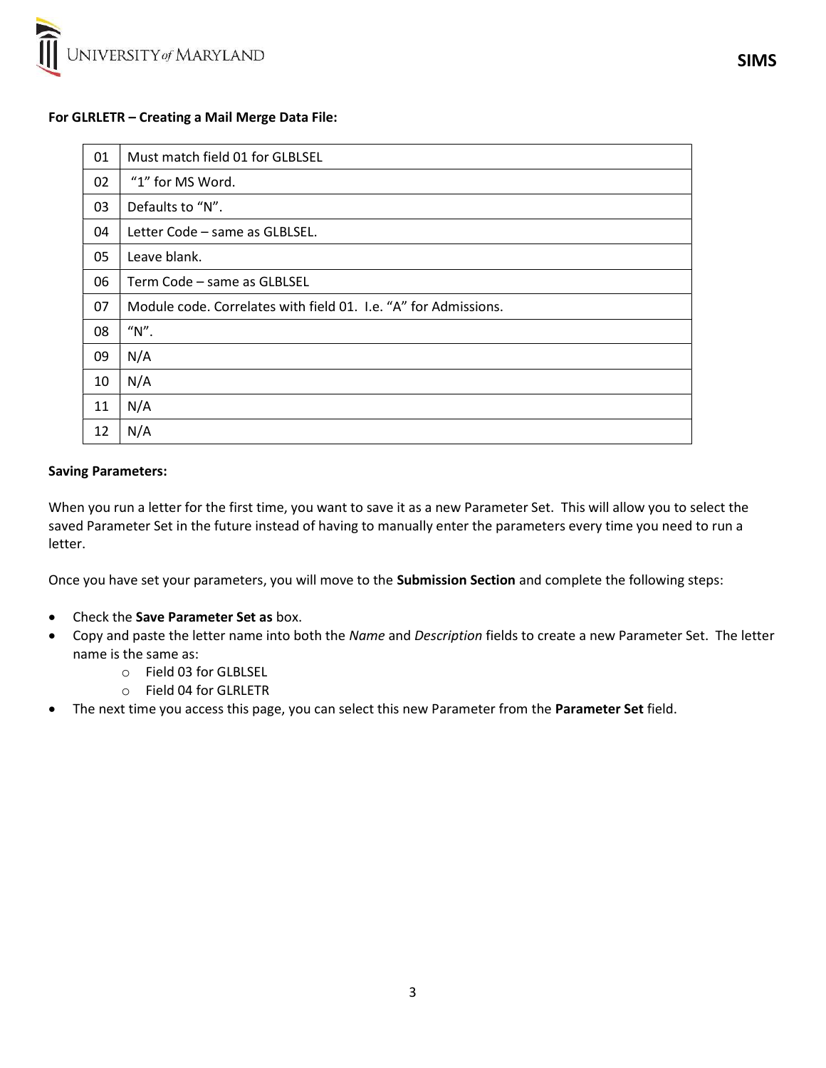**For GLRLETR – Creating a Mail Merge Data File:**

| | |
|---|---|
| 01 | Must match field 01 for GLBLSEL |
| 02 | "1" for MS Word. |
| 03 | Defaults to "N". |
| 04 | Letter Code – same as GLBLSEL. |
| 05 | Leave blank. |
| 06 | Term Code – same as GLBLSEL |
| 07 | Module code. Correlates with field 01. I.e. "A" for Admissions. |
| 08 | "N". |
| 09 | N/A |
| 10 | N/A |
| 11 | N/A |
| 12 | N/A |

**Saving Parameters:**

When you run a letter for the first time, you want to save it as a new Parameter Set. This will allow you to select the saved Parameter Set in the future instead of having to manually enter the parameters every time you need to run a letter.

Once you have set your parameters, you will move to the **Submission Section** and complete the following steps:

- Check the **Save Parameter Set as** box.
- Copy and paste the letter name into both the *Name* and *Description* fields to create a new Parameter Set. The letter name is the same as:
  - Field 03 for GLBLSEL
  - Field 04 for GLRLETR
- The next time you access this page, you can select this new Parameter from the **Parameter Set** field.